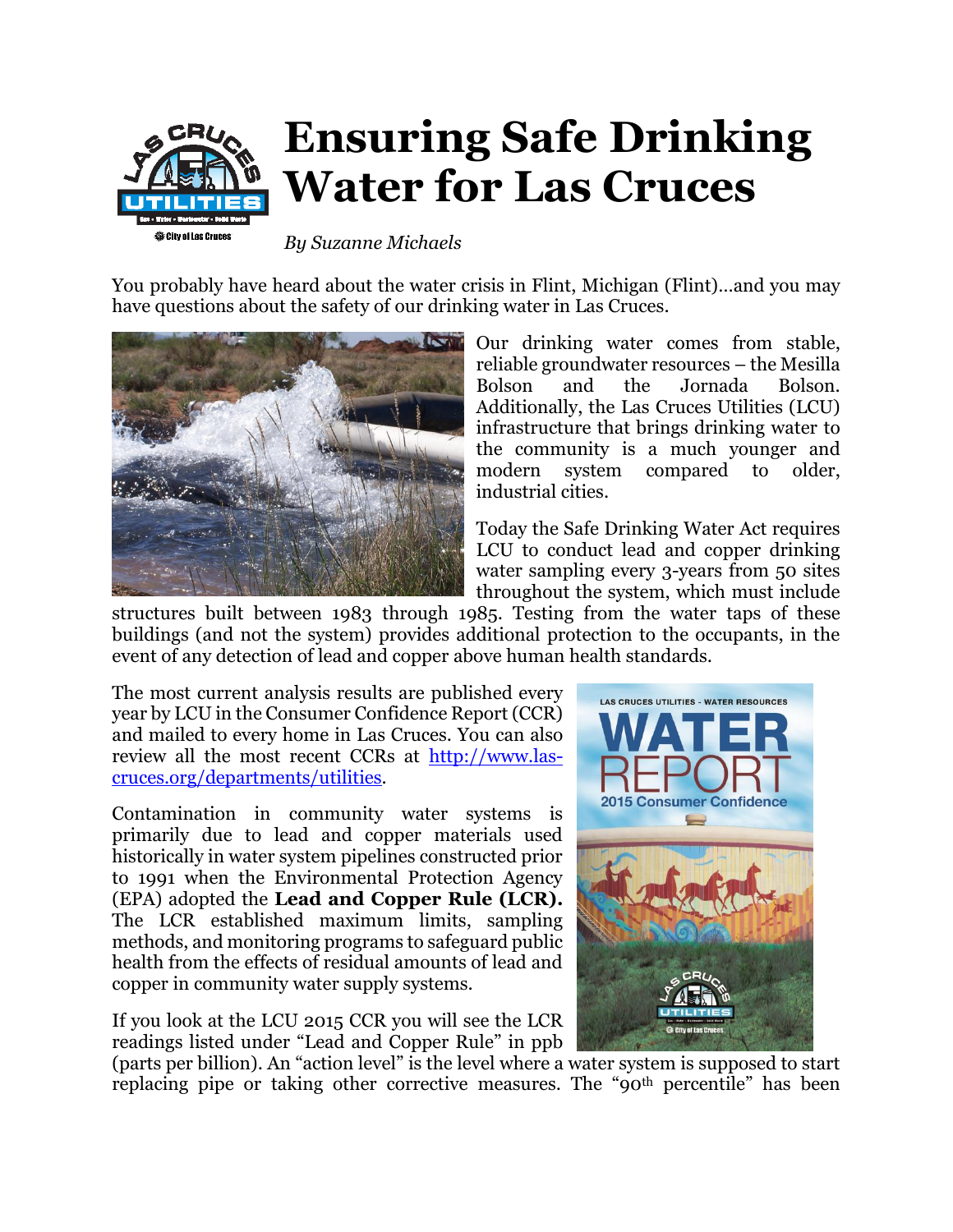# Ensuring Safe Drinking Water for Las Cruces

*By Suzanne Michaels*

You probably have heard about the water crisis in Flint, Michigan (Flint)…and you may have questions about the safety of our drinking water in Las Cruces.

Our drinking water comes from stable, reliable groundwater resources – the Mesilla Bolson and the Jornada Bolson. Additionally, the Las Cruces Utilities (LCU) infrastructure that brings drinking water to the community is a much younger and modern system compared to older, industrial cities.

Today the Safe Drinking Water Act requires LCU to conduct lead and copper drinking water sampling every 3-years from 50 sites throughout the system, which must include structures built between 1983 through 1985. Testing from the water taps of these buildings (and not the system) provides additional protection to the occupants, in the event of any detection of lead and copper above human health standards.

The most current analysis results are published every year by LCU in the Consumer Confidence Report (CCR) and mailed to every home in Las Cruces. You can also review all the most recent CCRs at http://www.las-cruces.org/departments/utilities.

Contamination in community water systems is primarily due to lead and copper materials used historically in water system pipelines constructed prior to 1991 when the Environmental Protection Agency (EPA) adopted the **Lead and Copper Rule (LCR).** The LCR established maximum limits, sampling methods, and monitoring programs to safeguard public health from the effects of residual amounts of lead and copper in community water supply systems.

If you look at the LCU 2015 CCR you will see the LCR readings listed under "Lead and Copper Rule" in ppb (parts per billion). An "action level" is the level where a water system is supposed to start replacing pipe or taking other corrective measures. The "90th percentile" has been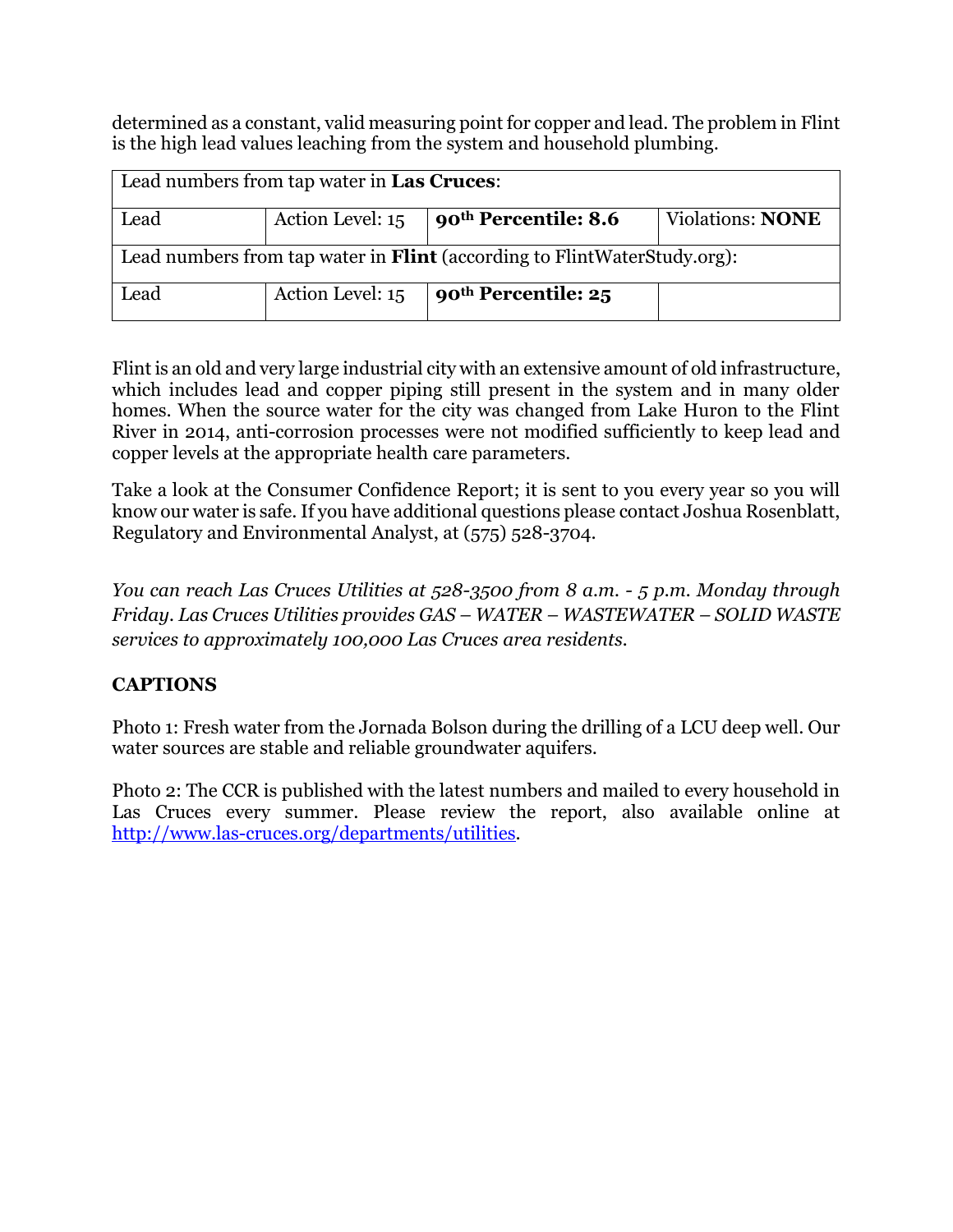determined as a constant, valid measuring point for copper and lead. The problem in Flint is the high lead values leaching from the system and household plumbing.

| | | | |
|---|---|---|---|
| Lead numbers from tap water in **Las Cruces**: | | | |
| Lead | Action Level: 15 | **90th Percentile: 8.6** | Violations: **NONE** |
| Lead numbers from tap water in **Flint** (according to FlintWaterStudy.org): | | | |
| Lead | Action Level: 15 | **90th Percentile: 25** | |

Flint is an old and very large industrial city with an extensive amount of old infrastructure, which includes lead and copper piping still present in the system and in many older homes. When the source water for the city was changed from Lake Huron to the Flint River in 2014, anti-corrosion processes were not modified sufficiently to keep lead and copper levels at the appropriate health care parameters.

Take a look at the Consumer Confidence Report; it is sent to you every year so you will know our water is safe. If you have additional questions please contact Joshua Rosenblatt, Regulatory and Environmental Analyst, at (575) 528-3704.

*You can reach Las Cruces Utilities at 528-3500 from 8 a.m. - 5 p.m. Monday through Friday. Las Cruces Utilities provides GAS – WATER – WASTEWATER – SOLID WASTE services to approximately 100,000 Las Cruces area residents.*

## CAPTIONS

Photo 1: Fresh water from the Jornada Bolson during the drilling of a LCU deep well. Our water sources are stable and reliable groundwater aquifers.

Photo 2: The CCR is published with the latest numbers and mailed to every household in Las Cruces every summer. Please review the report, also available online at http://www.las-cruces.org/departments/utilities.